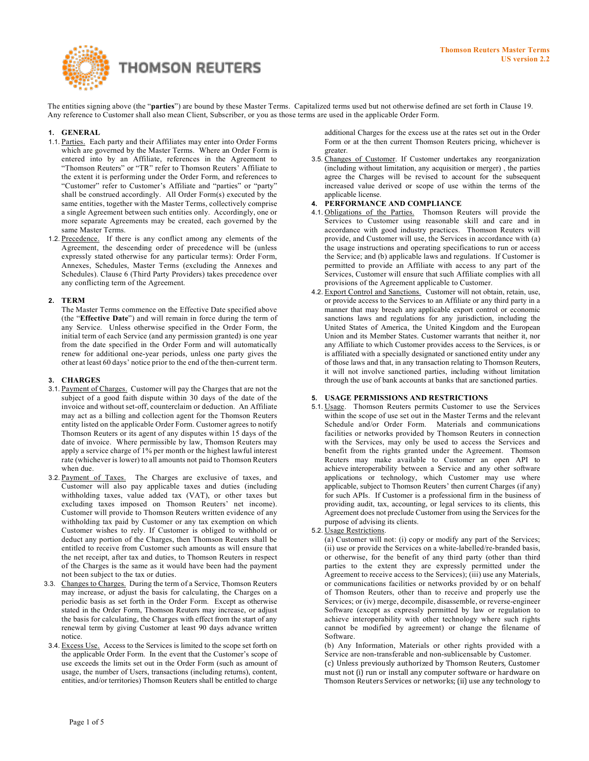**Thomson Reuters Master Terms**
**US version 2.2**

The entities signing above (the "**parties**") are bound by these Master Terms. Capitalized terms used but not otherwise defined are set forth in Clause 19. Any reference to Customer shall also mean Client, Subscriber, or you as those terms are used in the applicable Order Form.

## 1. GENERAL

1.1. Parties. Each party and their Affiliates may enter into Order Forms which are governed by the Master Terms. Where an Order Form is entered into by an Affiliate, references in the Agreement to "Thomson Reuters" or "TR" refer to Thomson Reuters' Affiliate to the extent it is performing under the Order Form, and references to "Customer" refer to Customer's Affiliate and "parties" or "party" shall be construed accordingly. All Order Form(s) executed by the same entities, together with the Master Terms, collectively comprise a single Agreement between such entities only. Accordingly, one or more separate Agreements may be created, each governed by the same Master Terms.

1.2. Precedence. If there is any conflict among any elements of the Agreement, the descending order of precedence will be (unless expressly stated otherwise for any particular terms): Order Form, Annexes, Schedules, Master Terms (excluding the Annexes and Schedules). Clause 6 (Third Party Providers) takes precedence over any conflicting term of the Agreement.

## 2. TERM

The Master Terms commence on the Effective Date specified above (the "**Effective Date**") and will remain in force during the term of any Service. Unless otherwise specified in the Order Form, the initial term of each Service (and any permission granted) is one year from the date specified in the Order Form and will automatically renew for additional one-year periods, unless one party gives the other at least 60 days' notice prior to the end of the then-current term.

## 3. CHARGES

3.1. Payment of Charges. Customer will pay the Charges that are not the subject of a good faith dispute within 30 days of the date of the invoice and without set-off, counterclaim or deduction. An Affiliate may act as a billing and collection agent for the Thomson Reuters entity listed on the applicable Order Form. Customer agrees to notify Thomson Reuters or its agent of any disputes within 15 days of the date of invoice. Where permissible by law, Thomson Reuters may apply a service charge of 1% per month or the highest lawful interest rate (whichever is lower) to all amounts not paid to Thomson Reuters when due.

3.2. Payment of Taxes. The Charges are exclusive of taxes, and Customer will also pay applicable taxes and duties (including withholding taxes, value added tax (VAT), or other taxes but excluding taxes imposed on Thomson Reuters' net income). Customer will provide to Thomson Reuters written evidence of any withholding tax paid by Customer or any tax exemption on which Customer wishes to rely. If Customer is obliged to withhold or deduct any portion of the Charges, then Thomson Reuters shall be entitled to receive from Customer such amounts as will ensure that the net receipt, after tax and duties, to Thomson Reuters in respect of the Charges is the same as it would have been had the payment not been subject to the tax or duties.

3.3. Changes to Charges. During the term of a Service, Thomson Reuters may increase, or adjust the basis for calculating, the Charges on a periodic basis as set forth in the Order Form. Except as otherwise stated in the Order Form, Thomson Reuters may increase, or adjust the basis for calculating, the Charges with effect from the start of any renewal term by giving Customer at least 90 days advance written notice.

3.4. Excess Use. Access to the Services is limited to the scope set forth on the applicable Order Form. In the event that the Customer's scope of use exceeds the limits set out in the Order Form (such as amount of usage, the number of Users, transactions (including returns), content, entities, and/or territories) Thomson Reuters shall be entitled to charge additional Charges for the excess use at the rates set out in the Order Form or at the then current Thomson Reuters pricing, whichever is greater.

3.5. Changes of Customer. If Customer undertakes any reorganization (including without limitation, any acquisition or merger) , the parties agree the Charges will be revised to account for the subsequent increased value derived or scope of use within the terms of the applicable license.

## 4. PERFORMANCE AND COMPLIANCE

4.1. Obligations of the Parties. Thomson Reuters will provide the Services to Customer using reasonable skill and care and in accordance with good industry practices. Thomson Reuters will provide, and Customer will use, the Services in accordance with (a) the usage instructions and operating specifications to run or access the Service; and (b) applicable laws and regulations. If Customer is permitted to provide an Affiliate with access to any part of the Services, Customer will ensure that such Affiliate complies with all provisions of the Agreement applicable to Customer.

4.2. Export Control and Sanctions. Customer will not obtain, retain, use, or provide access to the Services to an Affiliate or any third party in a manner that may breach any applicable export control or economic sanctions laws and regulations for any jurisdiction, including the United States of America, the United Kingdom and the European Union and its Member States. Customer warrants that neither it, nor any Affiliate to which Customer provides access to the Services, is or is affiliated with a specially designated or sanctioned entity under any of those laws and that, in any transaction relating to Thomson Reuters, it will not involve sanctioned parties, including without limitation through the use of bank accounts at banks that are sanctioned parties.

## 5. USAGE PERMISSIONS AND RESTRICTIONS

5.1. Usage. Thomson Reuters permits Customer to use the Services within the scope of use set out in the Master Terms and the relevant Schedule and/or Order Form. Materials and communications facilities or networks provided by Thomson Reuters in connection with the Services, may only be used to access the Services and benefit from the rights granted under the Agreement. Thomson Reuters may make available to Customer an open API to achieve interoperability between a Service and any other software applications or technology, which Customer may use where applicable, subject to Thomson Reuters' then current Charges (if any) for such APIs. If Customer is a professional firm in the business of providing audit, tax, accounting, or legal services to its clients, this Agreement does not preclude Customer from using the Services for the purpose of advising its clients.

5.2. Usage Restrictions.

(a) Customer will not: (i) copy or modify any part of the Services; (ii) use or provide the Services on a white-labelled/re-branded basis, or otherwise, for the benefit of any third party (other than third parties to the extent they are expressly permitted under the Agreement to receive access to the Services); (iii) use any Materials, or communications facilities or networks provided by or on behalf of Thomson Reuters, other than to receive and properly use the Services; or (iv) merge, decompile, disassemble, or reverse-engineer Software (except as expressly permitted by law or regulation to achieve interoperability with other technology where such rights cannot be modified by agreement) or change the filename of Software.

(b) Any Information, Materials or other rights provided with a Service are non-transferable and non-sublicensable by Customer.

(c) Unless previously authorized by Thomson Reuters, Customer must not (i) run or install any computer software or hardware on Thomson Reuters Services or networks; (ii) use any technology to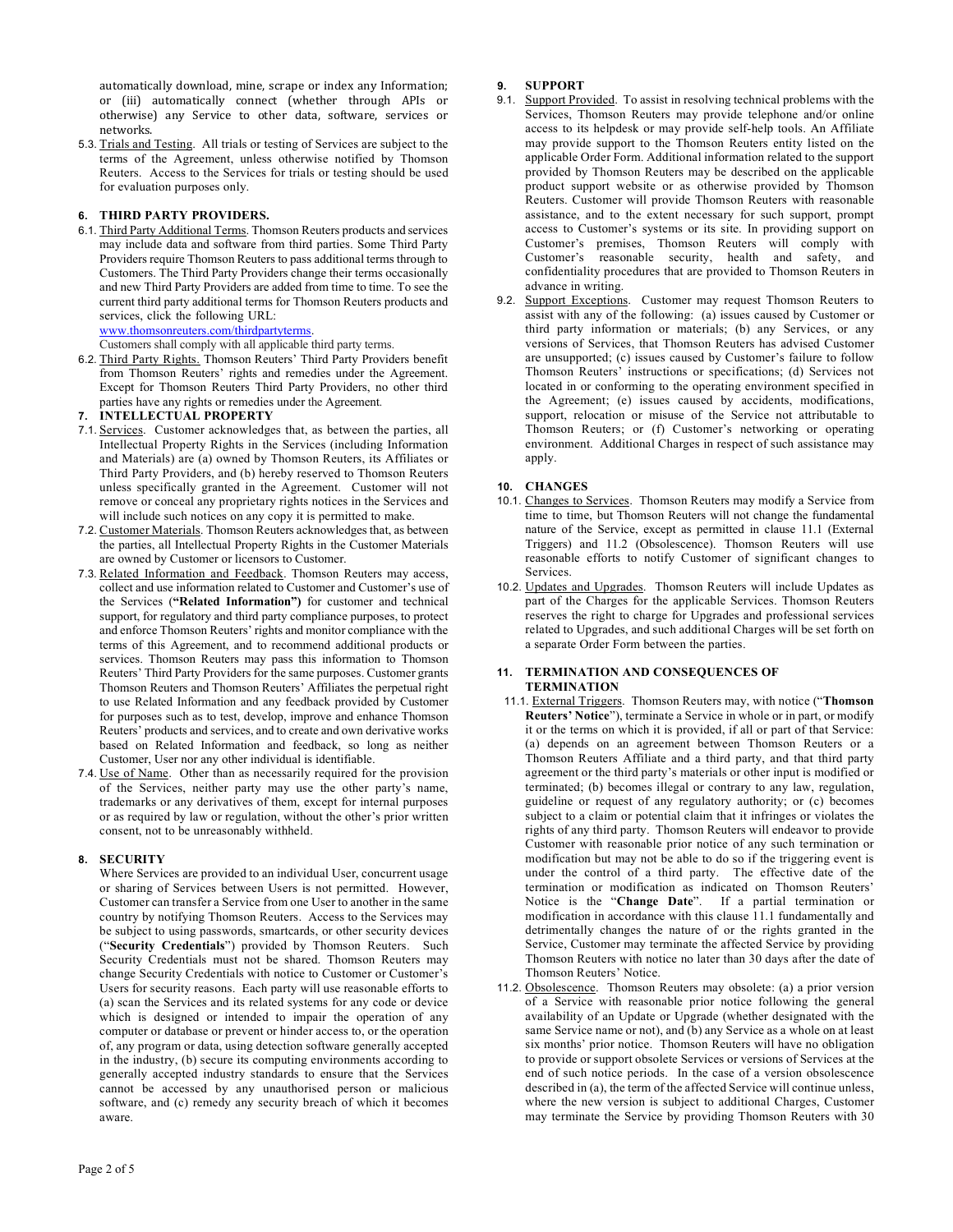automatically download, mine, scrape or index any Information; or (iii) automatically connect (whether through APIs or otherwise) any Service to other data, software, services or networks.

5.3. Trials and Testing. All trials or testing of Services are subject to the terms of the Agreement, unless otherwise notified by Thomson Reuters. Access to the Services for trials or testing should be used for evaluation purposes only.

## 6. THIRD PARTY PROVIDERS.

6.1. Third Party Additional Terms. Thomson Reuters products and services may include data and software from third parties. Some Third Party Providers require Thomson Reuters to pass additional terms through to Customers. The Third Party Providers change their terms occasionally and new Third Party Providers are added from time to time. To see the current third party additional terms for Thomson Reuters products and services, click the following URL: www.thomsonreuters.com/thirdpartyterms.
Customers shall comply with all applicable third party terms.

6.2. Third Party Rights. Thomson Reuters' Third Party Providers benefit from Thomson Reuters' rights and remedies under the Agreement. Except for Thomson Reuters Third Party Providers, no other third parties have any rights or remedies under the Agreement.

## 7. INTELLECTUAL PROPERTY

7.1. Services. Customer acknowledges that, as between the parties, all Intellectual Property Rights in the Services (including Information and Materials) are (a) owned by Thomson Reuters, its Affiliates or Third Party Providers, and (b) hereby reserved to Thomson Reuters unless specifically granted in the Agreement. Customer will not remove or conceal any proprietary rights notices in the Services and will include such notices on any copy it is permitted to make.

7.2. Customer Materials. Thomson Reuters acknowledges that, as between the parties, all Intellectual Property Rights in the Customer Materials are owned by Customer or licensors to Customer.

7.3. Related Information and Feedback. Thomson Reuters may access, collect and use information related to Customer and Customer's use of the Services (**"Related Information")** for customer and technical support, for regulatory and third party compliance purposes, to protect and enforce Thomson Reuters' rights and monitor compliance with the terms of this Agreement, and to recommend additional products or services. Thomson Reuters may pass this information to Thomson Reuters' Third Party Providers for the same purposes. Customer grants Thomson Reuters and Thomson Reuters' Affiliates the perpetual right to use Related Information and any feedback provided by Customer for purposes such as to test, develop, improve and enhance Thomson Reuters' products and services, and to create and own derivative works based on Related Information and feedback, so long as neither Customer, User nor any other individual is identifiable.

7.4. Use of Name. Other than as necessarily required for the provision of the Services, neither party may use the other party's name, trademarks or any derivatives of them, except for internal purposes or as required by law or regulation, without the other's prior written consent, not to be unreasonably withheld.

## 8. SECURITY

Where Services are provided to an individual User, concurrent usage or sharing of Services between Users is not permitted. However, Customer can transfer a Service from one User to another in the same country by notifying Thomson Reuters. Access to the Services may be subject to using passwords, smartcards, or other security devices ("**Security Credentials**") provided by Thomson Reuters. Such Security Credentials must not be shared. Thomson Reuters may change Security Credentials with notice to Customer or Customer's Users for security reasons. Each party will use reasonable efforts to (a) scan the Services and its related systems for any code or device which is designed or intended to impair the operation of any computer or database or prevent or hinder access to, or the operation of, any program or data, using detection software generally accepted in the industry, (b) secure its computing environments according to generally accepted industry standards to ensure that the Services cannot be accessed by any unauthorised person or malicious software, and (c) remedy any security breach of which it becomes aware.

## 9. SUPPORT

9.1. Support Provided. To assist in resolving technical problems with the Services, Thomson Reuters may provide telephone and/or online access to its helpdesk or may provide self-help tools. An Affiliate may provide support to the Thomson Reuters entity listed on the applicable Order Form. Additional information related to the support provided by Thomson Reuters may be described on the applicable product support website or as otherwise provided by Thomson Reuters. Customer will provide Thomson Reuters with reasonable assistance, and to the extent necessary for such support, prompt access to Customer's systems or its site. In providing support on Customer's premises, Thomson Reuters will comply with Customer's reasonable security, health and safety, and confidentiality procedures that are provided to Thomson Reuters in advance in writing.

9.2. Support Exceptions. Customer may request Thomson Reuters to assist with any of the following: (a) issues caused by Customer or third party information or materials; (b) any Services, or any versions of Services, that Thomson Reuters has advised Customer are unsupported; (c) issues caused by Customer's failure to follow Thomson Reuters' instructions or specifications; (d) Services not located in or conforming to the operating environment specified in the Agreement; (e) issues caused by accidents, modifications, support, relocation or misuse of the Service not attributable to Thomson Reuters; or (f) Customer's networking or operating environment. Additional Charges in respect of such assistance may apply.

## 10. CHANGES

10.1. Changes to Services. Thomson Reuters may modify a Service from time to time, but Thomson Reuters will not change the fundamental nature of the Service, except as permitted in clause 11.1 (External Triggers) and 11.2 (Obsolescence). Thomson Reuters will use reasonable efforts to notify Customer of significant changes to Services.

10.2. Updates and Upgrades. Thomson Reuters will include Updates as part of the Charges for the applicable Services. Thomson Reuters reserves the right to charge for Upgrades and professional services related to Upgrades, and such additional Charges will be set forth on a separate Order Form between the parties.

## 11. TERMINATION AND CONSEQUENCES OF TERMINATION

11.1. External Triggers. Thomson Reuters may, with notice ("**Thomson Reuters' Notice**"), terminate a Service in whole or in part, or modify it or the terms on which it is provided, if all or part of that Service: (a) depends on an agreement between Thomson Reuters or a Thomson Reuters Affiliate and a third party, and that third party agreement or the third party's materials or other input is modified or terminated; (b) becomes illegal or contrary to any law, regulation, guideline or request of any regulatory authority; or (c) becomes subject to a claim or potential claim that it infringes or violates the rights of any third party. Thomson Reuters will endeavor to provide Customer with reasonable prior notice of any such termination or modification but may not be able to do so if the triggering event is under the control of a third party. The effective date of the termination or modification as indicated on Thomson Reuters' Notice is the "**Change Date**". If a partial termination or modification in accordance with this clause 11.1 fundamentally and detrimentally changes the nature of or the rights granted in the Service, Customer may terminate the affected Service by providing Thomson Reuters with notice no later than 30 days after the date of Thomson Reuters' Notice.

11.2. Obsolescence. Thomson Reuters may obsolete: (a) a prior version of a Service with reasonable prior notice following the general availability of an Update or Upgrade (whether designated with the same Service name or not), and (b) any Service as a whole on at least six months' prior notice. Thomson Reuters will have no obligation to provide or support obsolete Services or versions of Services at the end of such notice periods. In the case of a version obsolescence described in (a), the term of the affected Service will continue unless, where the new version is subject to additional Charges, Customer may terminate the Service by providing Thomson Reuters with 30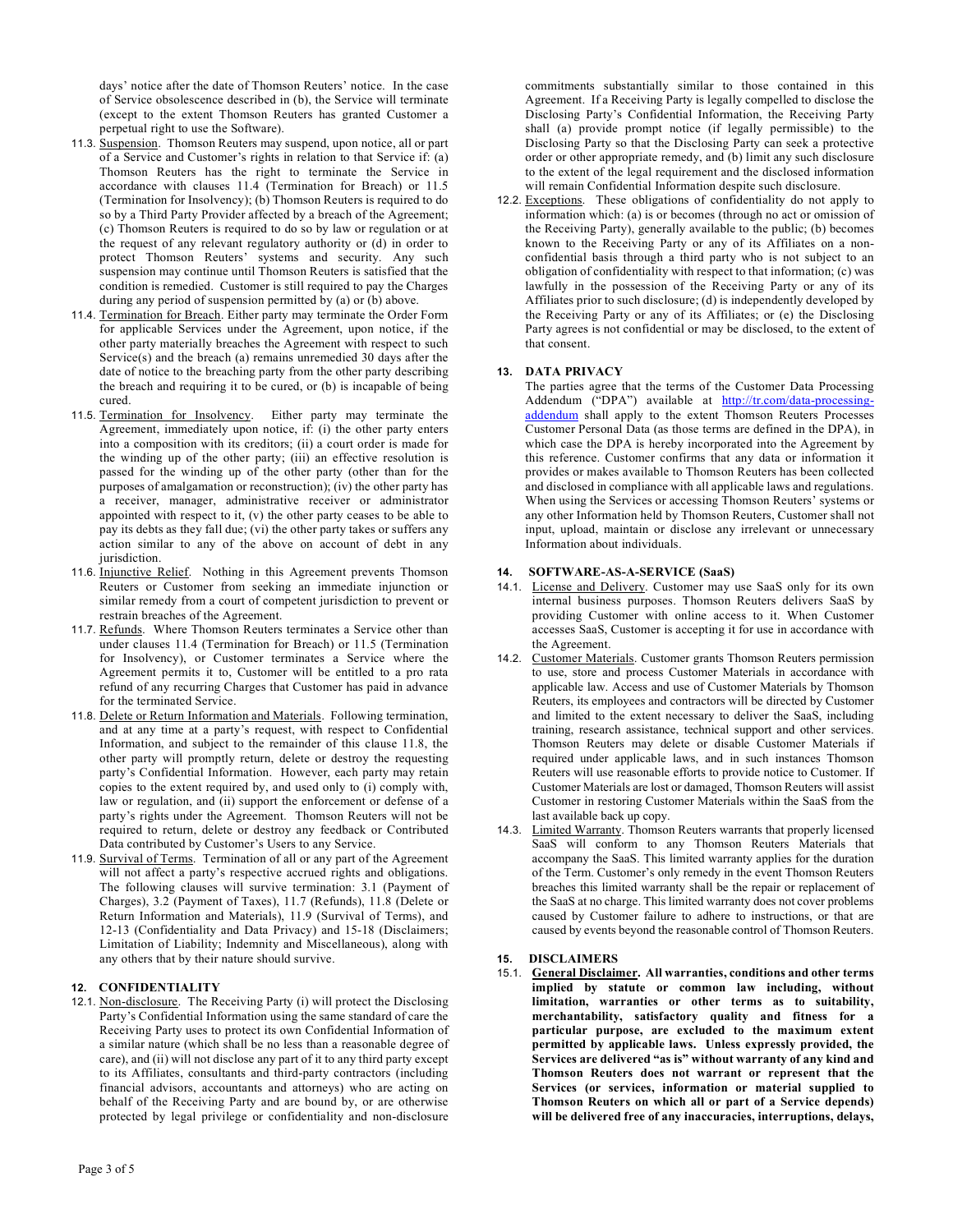days' notice after the date of Thomson Reuters' notice. In the case of Service obsolescence described in (b), the Service will terminate (except to the extent Thomson Reuters has granted Customer a perpetual right to use the Software).

11.3. Suspension. Thomson Reuters may suspend, upon notice, all or part of a Service and Customer's rights in relation to that Service if: (a) Thomson Reuters has the right to terminate the Service in accordance with clauses 11.4 (Termination for Breach) or 11.5 (Termination for Insolvency); (b) Thomson Reuters is required to do so by a Third Party Provider affected by a breach of the Agreement; (c) Thomson Reuters is required to do so by law or regulation or at the request of any relevant regulatory authority or (d) in order to protect Thomson Reuters' systems and security. Any such suspension may continue until Thomson Reuters is satisfied that the condition is remedied. Customer is still required to pay the Charges during any period of suspension permitted by (a) or (b) above.

11.4. Termination for Breach. Either party may terminate the Order Form for applicable Services under the Agreement, upon notice, if the other party materially breaches the Agreement with respect to such Service(s) and the breach (a) remains unremedied 30 days after the date of notice to the breaching party from the other party describing the breach and requiring it to be cured, or (b) is incapable of being cured.

11.5. Termination for Insolvency. Either party may terminate the Agreement, immediately upon notice, if: (i) the other party enters into a composition with its creditors; (ii) a court order is made for the winding up of the other party; (iii) an effective resolution is passed for the winding up of the other party (other than for the purposes of amalgamation or reconstruction); (iv) the other party has a receiver, manager, administrative receiver or administrator appointed with respect to it, (v) the other party ceases to be able to pay its debts as they fall due; (vi) the other party takes or suffers any action similar to any of the above on account of debt in any jurisdiction.

11.6. Injunctive Relief. Nothing in this Agreement prevents Thomson Reuters or Customer from seeking an immediate injunction or similar remedy from a court of competent jurisdiction to prevent or restrain breaches of the Agreement.

11.7. Refunds. Where Thomson Reuters terminates a Service other than under clauses 11.4 (Termination for Breach) or 11.5 (Termination for Insolvency), or Customer terminates a Service where the Agreement permits it to, Customer will be entitled to a pro rata refund of any recurring Charges that Customer has paid in advance for the terminated Service.

11.8. Delete or Return Information and Materials. Following termination, and at any time at a party's request, with respect to Confidential Information, and subject to the remainder of this clause 11.8, the other party will promptly return, delete or destroy the requesting party's Confidential Information. However, each party may retain copies to the extent required by, and used only to (i) comply with, law or regulation, and (ii) support the enforcement or defense of a party's rights under the Agreement. Thomson Reuters will not be required to return, delete or destroy any feedback or Contributed Data contributed by Customer's Users to any Service.

11.9. Survival of Terms. Termination of all or any part of the Agreement will not affect a party's respective accrued rights and obligations. The following clauses will survive termination: 3.1 (Payment of Charges), 3.2 (Payment of Taxes), 11.7 (Refunds), 11.8 (Delete or Return Information and Materials), 11.9 (Survival of Terms), and 12-13 (Confidentiality and Data Privacy) and 15-18 (Disclaimers; Limitation of Liability; Indemnity and Miscellaneous), along with any others that by their nature should survive.

## 12. CONFIDENTIALITY

12.1. Non-disclosure. The Receiving Party (i) will protect the Disclosing Party's Confidential Information using the same standard of care the Receiving Party uses to protect its own Confidential Information of a similar nature (which shall be no less than a reasonable degree of care), and (ii) will not disclose any part of it to any third party except to its Affiliates, consultants and third-party contractors (including financial advisors, accountants and attorneys) who are acting on behalf of the Receiving Party and are bound by, or are otherwise protected by legal privilege or confidentiality and non-disclosure commitments substantially similar to those contained in this Agreement. If a Receiving Party is legally compelled to disclose the Disclosing Party's Confidential Information, the Receiving Party shall (a) provide prompt notice (if legally permissible) to the Disclosing Party so that the Disclosing Party can seek a protective order or other appropriate remedy, and (b) limit any such disclosure to the extent of the legal requirement and the disclosed information will remain Confidential Information despite such disclosure.

12.2. Exceptions. These obligations of confidentiality do not apply to information which: (a) is or becomes (through no act or omission of the Receiving Party), generally available to the public; (b) becomes known to the Receiving Party or any of its Affiliates on a non-confidential basis through a third party who is not subject to an obligation of confidentiality with respect to that information; (c) was lawfully in the possession of the Receiving Party or any of its Affiliates prior to such disclosure; (d) is independently developed by the Receiving Party or any of its Affiliates; or (e) the Disclosing Party agrees is not confidential or may be disclosed, to the extent of that consent.

## 13. DATA PRIVACY

The parties agree that the terms of the Customer Data Processing Addendum ("DPA") available at [http://tr.com/data-processing-addendum](http://tr.com/data-processing-addendum) shall apply to the extent Thomson Reuters Processes Customer Personal Data (as those terms are defined in the DPA), in which case the DPA is hereby incorporated into the Agreement by this reference. Customer confirms that any data or information it provides or makes available to Thomson Reuters has been collected and disclosed in compliance with all applicable laws and regulations. When using the Services or accessing Thomson Reuters' systems or any other Information held by Thomson Reuters, Customer shall not input, upload, maintain or disclose any irrelevant or unnecessary Information about individuals.

## 14. SOFTWARE-AS-A-SERVICE (SaaS)

14.1. License and Delivery. Customer may use SaaS only for its own internal business purposes. Thomson Reuters delivers SaaS by providing Customer with online access to it. When Customer accesses SaaS, Customer is accepting it for use in accordance with the Agreement.

14.2. Customer Materials. Customer grants Thomson Reuters permission to use, store and process Customer Materials in accordance with applicable law. Access and use of Customer Materials by Thomson Reuters, its employees and contractors will be directed by Customer and limited to the extent necessary to deliver the SaaS, including training, research assistance, technical support and other services. Thomson Reuters may delete or disable Customer Materials if required under applicable laws, and in such instances Thomson Reuters will use reasonable efforts to provide notice to Customer. If Customer Materials are lost or damaged, Thomson Reuters will assist Customer in restoring Customer Materials within the SaaS from the last available back up copy.

14.3. Limited Warranty. Thomson Reuters warrants that properly licensed SaaS will conform to any Thomson Reuters Materials that accompany the SaaS. This limited warranty applies for the duration of the Term. Customer's only remedy in the event Thomson Reuters breaches this limited warranty shall be the repair or replacement of the SaaS at no charge. This limited warranty does not cover problems caused by Customer failure to adhere to instructions, or that are caused by events beyond the reasonable control of Thomson Reuters.

## 15. DISCLAIMERS

15.1. **General Disclaimer. All warranties, conditions and other terms implied by statute or common law including, without limitation, warranties or other terms as to suitability, merchantability, satisfactory quality and fitness for a particular purpose, are excluded to the maximum extent permitted by applicable laws. Unless expressly provided, the Services are delivered "as is" without warranty of any kind and Thomson Reuters does not warrant or represent that the Services (or services, information or material supplied to Thomson Reuters on which all or part of a Service depends) will be delivered free of any inaccuracies, interruptions, delays,**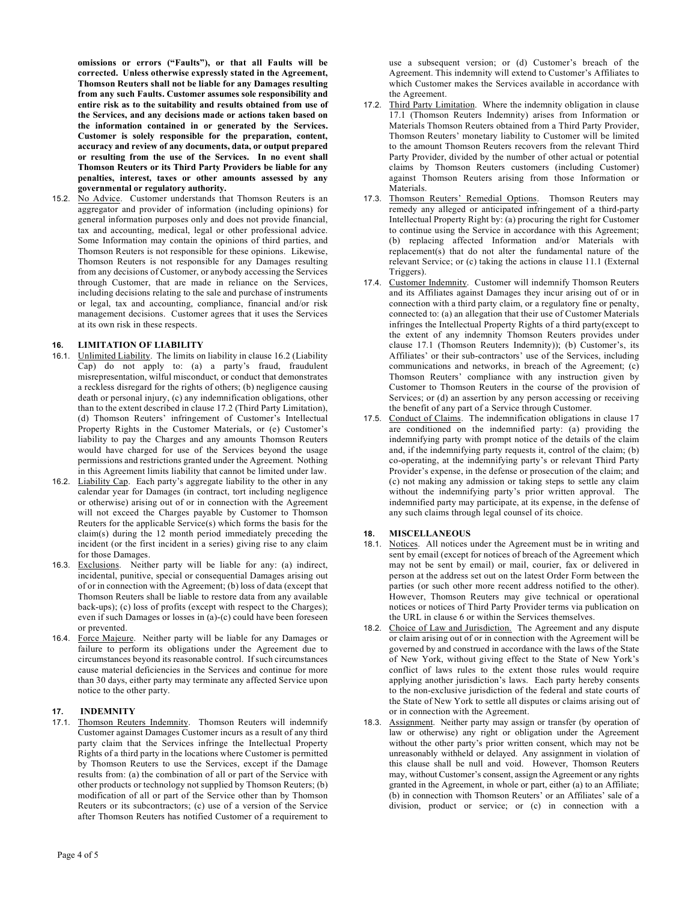**omissions or errors ("Faults"), or that all Faults will be corrected. Unless otherwise expressly stated in the Agreement, Thomson Reuters shall not be liable for any Damages resulting from any such Faults. Customer assumes sole responsibility and entire risk as to the suitability and results obtained from use of the Services, and any decisions made or actions taken based on the information contained in or generated by the Services. Customer is solely responsible for the preparation, content, accuracy and review of any documents, data, or output prepared or resulting from the use of the Services. In no event shall Thomson Reuters or its Third Party Providers be liable for any penalties, interest, taxes or other amounts assessed by any governmental or regulatory authority.**

15.2. No Advice. Customer understands that Thomson Reuters is an aggregator and provider of information (including opinions) for general information purposes only and does not provide financial, tax and accounting, medical, legal or other professional advice. Some Information may contain the opinions of third parties, and Thomson Reuters is not responsible for these opinions. Likewise, Thomson Reuters is not responsible for any Damages resulting from any decisions of Customer, or anybody accessing the Services through Customer, that are made in reliance on the Services, including decisions relating to the sale and purchase of instruments or legal, tax and accounting, compliance, financial and/or risk management decisions. Customer agrees that it uses the Services at its own risk in these respects.

## 16. LIMITATION OF LIABILITY

16.1. Unlimited Liability. The limits on liability in clause 16.2 (Liability Cap) do not apply to: (a) a party's fraud, fraudulent misrepresentation, wilful misconduct, or conduct that demonstrates a reckless disregard for the rights of others; (b) negligence causing death or personal injury, (c) any indemnification obligations, other than to the extent described in clause 17.2 (Third Party Limitation), (d) Thomson Reuters' infringement of Customer's Intellectual Property Rights in the Customer Materials, or (e) Customer's liability to pay the Charges and any amounts Thomson Reuters would have charged for use of the Services beyond the usage permissions and restrictions granted under the Agreement. Nothing in this Agreement limits liability that cannot be limited under law.

16.2. Liability Cap. Each party's aggregate liability to the other in any calendar year for Damages (in contract, tort including negligence or otherwise) arising out of or in connection with the Agreement will not exceed the Charges payable by Customer to Thomson Reuters for the applicable Service(s) which forms the basis for the claim(s) during the 12 month period immediately preceding the incident (or the first incident in a series) giving rise to any claim for those Damages.

16.3. Exclusions. Neither party will be liable for any: (a) indirect, incidental, punitive, special or consequential Damages arising out of or in connection with the Agreement; (b) loss of data (except that Thomson Reuters shall be liable to restore data from any available back-ups); (c) loss of profits (except with respect to the Charges); even if such Damages or losses in (a)-(c) could have been foreseen or prevented.

16.4. Force Majeure. Neither party will be liable for any Damages or failure to perform its obligations under the Agreement due to circumstances beyond its reasonable control. If such circumstances cause material deficiencies in the Services and continue for more than 30 days, either party may terminate any affected Service upon notice to the other party.

## 17. INDEMNITY

17.1. Thomson Reuters Indemnity. Thomson Reuters will indemnify Customer against Damages Customer incurs as a result of any third party claim that the Services infringe the Intellectual Property Rights of a third party in the locations where Customer is permitted by Thomson Reuters to use the Services, except if the Damage results from: (a) the combination of all or part of the Service with other products or technology not supplied by Thomson Reuters; (b) modification of all or part of the Service other than by Thomson Reuters or its subcontractors; (c) use of a version of the Service after Thomson Reuters has notified Customer of a requirement to use a subsequent version; or (d) Customer's breach of the Agreement. This indemnity will extend to Customer's Affiliates to which Customer makes the Services available in accordance with the Agreement.

17.2. Third Party Limitation. Where the indemnity obligation in clause 17.1 (Thomson Reuters Indemnity) arises from Information or Materials Thomson Reuters obtained from a Third Party Provider, Thomson Reuters' monetary liability to Customer will be limited to the amount Thomson Reuters recovers from the relevant Third Party Provider, divided by the number of other actual or potential claims by Thomson Reuters customers (including Customer) against Thomson Reuters arising from those Information or Materials.

17.3. Thomson Reuters' Remedial Options. Thomson Reuters may remedy any alleged or anticipated infringement of a third-party Intellectual Property Right by: (a) procuring the right for Customer to continue using the Service in accordance with this Agreement; (b) replacing affected Information and/or Materials with replacement(s) that do not alter the fundamental nature of the relevant Service; or (c) taking the actions in clause 11.1 (External Triggers).

17.4. Customer Indemnity. Customer will indemnify Thomson Reuters and its Affiliates against Damages they incur arising out of or in connection with a third party claim, or a regulatory fine or penalty, connected to: (a) an allegation that their use of Customer Materials infringes the Intellectual Property Rights of a third party(except to the extent of any indemnity Thomson Reuters provides under clause 17.1 (Thomson Reuters Indemnity)); (b) Customer's, its Affiliates' or their sub-contractors' use of the Services, including communications and networks, in breach of the Agreement; (c) Thomson Reuters' compliance with any instruction given by Customer to Thomson Reuters in the course of the provision of Services; or (d) an assertion by any person accessing or receiving the benefit of any part of a Service through Customer.

17.5. Conduct of Claims. The indemnification obligations in clause 17 are conditioned on the indemnified party: (a) providing the indemnifying party with prompt notice of the details of the claim and, if the indemnifying party requests it, control of the claim; (b) co-operating, at the indemnifying party's or relevant Third Party Provider's expense, in the defense or prosecution of the claim; and (c) not making any admission or taking steps to settle any claim without the indemnifying party's prior written approval. The indemnified party may participate, at its expense, in the defense of any such claims through legal counsel of its choice.

## 18. MISCELLANEOUS

18.1. Notices. All notices under the Agreement must be in writing and sent by email (except for notices of breach of the Agreement which may not be sent by email) or mail, courier, fax or delivered in person at the address set out on the latest Order Form between the parties (or such other more recent address notified to the other). However, Thomson Reuters may give technical or operational notices or notices of Third Party Provider terms via publication on the URL in clause 6 or within the Services themselves.

18.2. Choice of Law and Jurisdiction. The Agreement and any dispute or claim arising out of or in connection with the Agreement will be governed by and construed in accordance with the laws of the State of New York, without giving effect to the State of New York's conflict of laws rules to the extent those rules would require applying another jurisdiction's laws. Each party hereby consents to the non-exclusive jurisdiction of the federal and state courts of the State of New York to settle all disputes or claims arising out of or in connection with the Agreement.

18.3. Assignment. Neither party may assign or transfer (by operation of law or otherwise) any right or obligation under the Agreement without the other party's prior written consent, which may not be unreasonably withheld or delayed. Any assignment in violation of this clause shall be null and void. However, Thomson Reuters may, without Customer's consent, assign the Agreement or any rights granted in the Agreement, in whole or part, either (a) to an Affiliate; (b) in connection with Thomson Reuters' or an Affiliates' sale of a division, product or service; or (c) in connection with a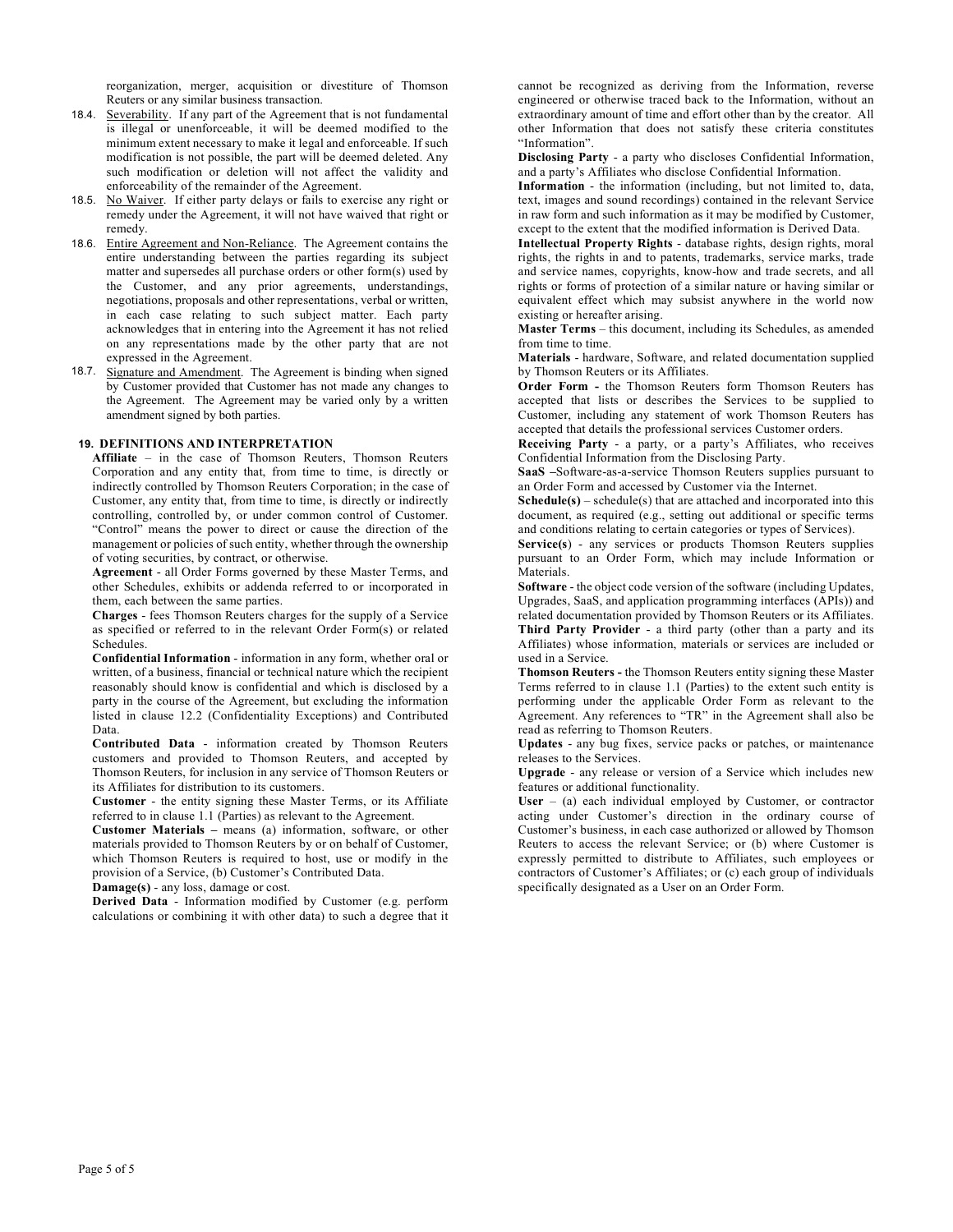reorganization, merger, acquisition or divestiture of Thomson Reuters or any similar business transaction.

18.4. Severability. If any part of the Agreement that is not fundamental is illegal or unenforceable, it will be deemed modified to the minimum extent necessary to make it legal and enforceable. If such modification is not possible, the part will be deemed deleted. Any such modification or deletion will not affect the validity and enforceability of the remainder of the Agreement.

18.5. No Waiver. If either party delays or fails to exercise any right or remedy under the Agreement, it will not have waived that right or remedy.

18.6. Entire Agreement and Non-Reliance. The Agreement contains the entire understanding between the parties regarding its subject matter and supersedes all purchase orders or other form(s) used by the Customer, and any prior agreements, understandings, negotiations, proposals and other representations, verbal or written, in each case relating to such subject matter. Each party acknowledges that in entering into the Agreement it has not relied on any representations made by the other party that are not expressed in the Agreement.

18.7. Signature and Amendment. The Agreement is binding when signed by Customer provided that Customer has not made any changes to the Agreement. The Agreement may be varied only by a written amendment signed by both parties.

## 19. DEFINITIONS AND INTERPRETATION

**Affiliate** – in the case of Thomson Reuters, Thomson Reuters Corporation and any entity that, from time to time, is directly or indirectly controlled by Thomson Reuters Corporation; in the case of Customer, any entity that, from time to time, is directly or indirectly controlling, controlled by, or under common control of Customer. "Control" means the power to direct or cause the direction of the management or policies of such entity, whether through the ownership of voting securities, by contract, or otherwise.

**Agreement** - all Order Forms governed by these Master Terms, and other Schedules, exhibits or addenda referred to or incorporated in them, each between the same parties.

**Charges** - fees Thomson Reuters charges for the supply of a Service as specified or referred to in the relevant Order Form(s) or related Schedules.

**Confidential Information** - information in any form, whether oral or written, of a business, financial or technical nature which the recipient reasonably should know is confidential and which is disclosed by a party in the course of the Agreement, but excluding the information listed in clause 12.2 (Confidentiality Exceptions) and Contributed Data.

**Contributed Data** - information created by Thomson Reuters customers and provided to Thomson Reuters, and accepted by Thomson Reuters, for inclusion in any service of Thomson Reuters or its Affiliates for distribution to its customers.

**Customer** - the entity signing these Master Terms, or its Affiliate referred to in clause 1.1 (Parties) as relevant to the Agreement.

**Customer Materials –** means (a) information, software, or other materials provided to Thomson Reuters by or on behalf of Customer, which Thomson Reuters is required to host, use or modify in the provision of a Service, (b) Customer's Contributed Data.

**Damage(s)** - any loss, damage or cost.

**Derived Data** - Information modified by Customer (e.g. perform calculations or combining it with other data) to such a degree that it cannot be recognized as deriving from the Information, reverse engineered or otherwise traced back to the Information, without an extraordinary amount of time and effort other than by the creator. All other Information that does not satisfy these criteria constitutes "Information".

**Disclosing Party** - a party who discloses Confidential Information, and a party's Affiliates who disclose Confidential Information.

**Information** - the information (including, but not limited to, data, text, images and sound recordings) contained in the relevant Service in raw form and such information as it may be modified by Customer, except to the extent that the modified information is Derived Data.

**Intellectual Property Rights** - database rights, design rights, moral rights, the rights in and to patents, trademarks, service marks, trade and service names, copyrights, know-how and trade secrets, and all rights or forms of protection of a similar nature or having similar or equivalent effect which may subsist anywhere in the world now existing or hereafter arising.

**Master Terms** – this document, including its Schedules, as amended from time to time.

**Materials** - hardware, Software, and related documentation supplied by Thomson Reuters or its Affiliates.

**Order Form -** the Thomson Reuters form Thomson Reuters has accepted that lists or describes the Services to be supplied to Customer, including any statement of work Thomson Reuters has accepted that details the professional services Customer orders.

**Receiving Party** - a party, or a party's Affiliates, who receives Confidential Information from the Disclosing Party.

**SaaS –**Software-as-a-service Thomson Reuters supplies pursuant to an Order Form and accessed by Customer via the Internet.

**Schedule(s)** – schedule(s) that are attached and incorporated into this document, as required (e.g., setting out additional or specific terms and conditions relating to certain categories or types of Services).

**Service(s**) - any services or products Thomson Reuters supplies pursuant to an Order Form, which may include Information or Materials.

**Software** - the object code version of the software (including Updates, Upgrades, SaaS, and application programming interfaces (APIs)) and related documentation provided by Thomson Reuters or its Affiliates.

**Third Party Provider** - a third party (other than a party and its Affiliates) whose information, materials or services are included or used in a Service.

**Thomson Reuters -** the Thomson Reuters entity signing these Master Terms referred to in clause 1.1 (Parties) to the extent such entity is performing under the applicable Order Form as relevant to the Agreement. Any references to "TR" in the Agreement shall also be read as referring to Thomson Reuters.

**Updates** - any bug fixes, service packs or patches, or maintenance releases to the Services.

**Upgrade** - any release or version of a Service which includes new features or additional functionality.

**User** – (a) each individual employed by Customer, or contractor acting under Customer's direction in the ordinary course of Customer's business, in each case authorized or allowed by Thomson Reuters to access the relevant Service; or (b) where Customer is expressly permitted to distribute to Affiliates, such employees or contractors of Customer's Affiliates; or (c) each group of individuals specifically designated as a User on an Order Form.